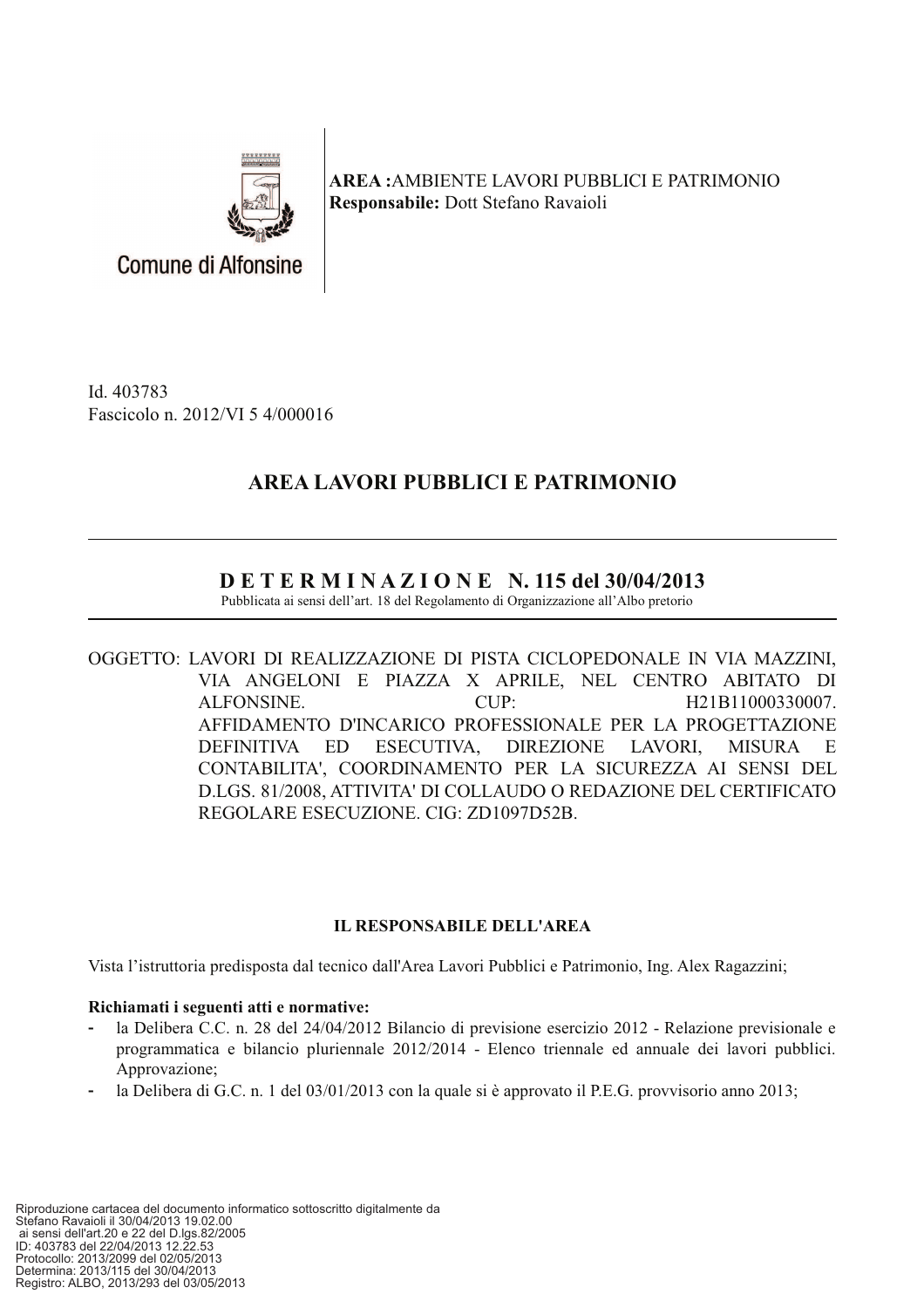Comune di Alfonsine

**AREA :**AMBIENTE LAVORI PUBBLICI E PATRIMONIO
**Responsabile:** Dott Stefano Ravaioli

Id. 403783
Fascicolo n. 2012/VI 5 4/000016

## AREA LAVORI PUBBLICI E PATRIMONIO

---

## D E T E R M I N A Z I O N E N. 115 del 30/04/2013

Pubblicata ai sensi dell'art. 18 del Regolamento di Organizzazione all'Albo pretorio

---

OGGETTO: LAVORI DI REALIZZAZIONE DI PISTA CICLOPEDONALE IN VIA MAZZINI, VIA ANGELONI E PIAZZA X APRILE, NEL CENTRO ABITATO DI ALFONSINE. CUP: H21B11000330007. AFFIDAMENTO D'INCARICO PROFESSIONALE PER LA PROGETTAZIONE DEFINITIVA ED ESECUTIVA, DIREZIONE LAVORI, MISURA E CONTABILITA', COORDINAMENTO PER LA SICUREZZA AI SENSI DEL D.LGS. 81/2008, ATTIVITA' DI COLLAUDO O REDAZIONE DEL CERTIFICATO REGOLARE ESECUZIONE. CIG: ZD1097D52B.

### IL RESPONSABILE DELL'AREA

Vista l'istruttoria predisposta dal tecnico dall'Area Lavori Pubblici e Patrimonio, Ing. Alex Ragazzini;

**Richiamati i seguenti atti e normative:**

- la Delibera C.C. n. 28 del 24/04/2012 Bilancio di previsione esercizio 2012 - Relazione previsionale e programmatica e bilancio pluriennale 2012/2014 - Elenco triennale ed annuale dei lavori pubblici. Approvazione;
- la Delibera di G.C. n. 1 del 03/01/2013 con la quale si è approvato il P.E.G. provvisorio anno 2013;

Riproduzione cartacea del documento informatico sottoscritto digitalmente da Stefano Ravaioli il 30/04/2013 19.02.00 ai sensi dell'art.20 e 22 del D.lgs.82/2005
ID: 403783 del 22/04/2013 12.22.53
Protocollo: 2013/2099 del 02/05/2013
Determina: 2013/115 del 30/04/2013
Registro: ALBO, 2013/293 del 03/05/2013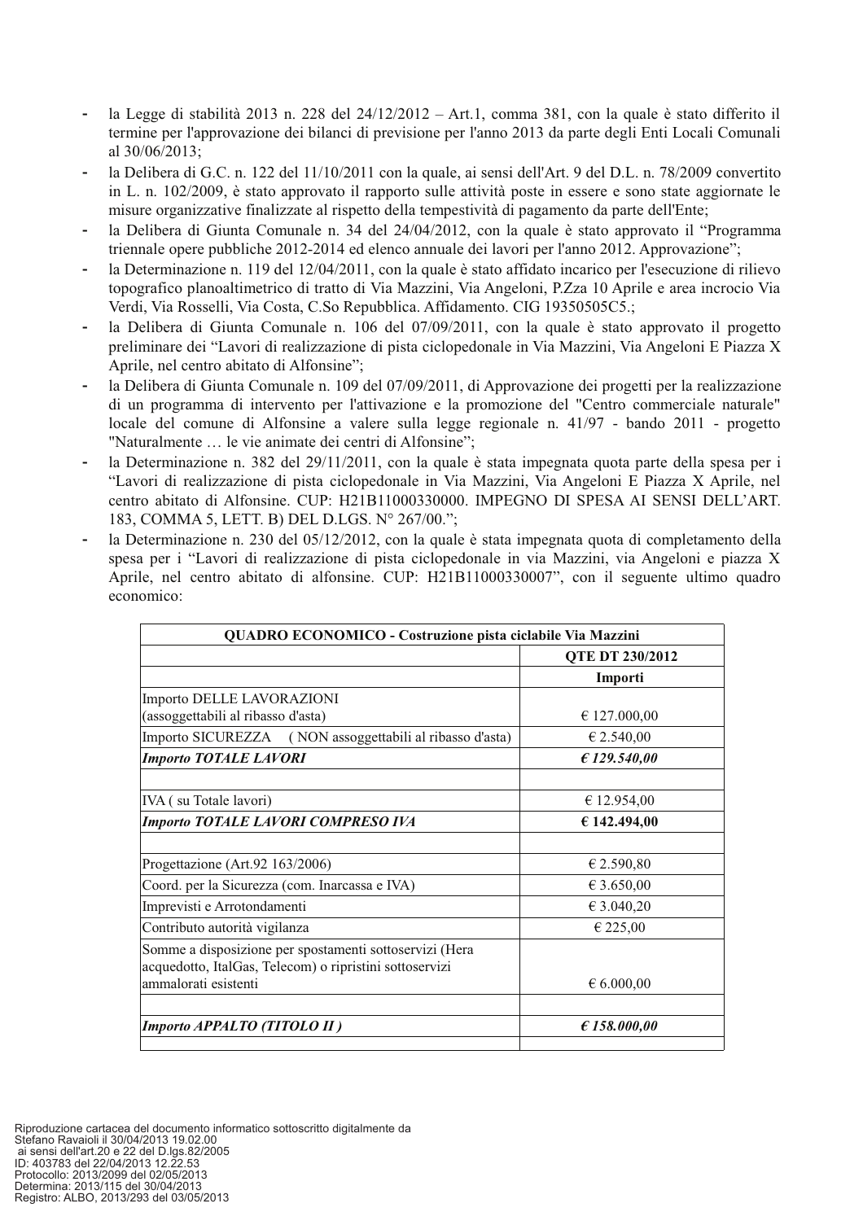- la Legge di stabilità 2013 n. 228 del 24/12/2012 – Art.1, comma 381, con la quale è stato differito il termine per l'approvazione dei bilanci di previsione per l'anno 2013 da parte degli Enti Locali Comunali al 30/06/2013;
- la Delibera di G.C. n. 122 del 11/10/2011 con la quale, ai sensi dell'Art. 9 del D.L. n. 78/2009 convertito in L. n. 102/2009, è stato approvato il rapporto sulle attività poste in essere e sono state aggiornate le misure organizzative finalizzate al rispetto della tempestività di pagamento da parte dell'Ente;
- la Delibera di Giunta Comunale n. 34 del 24/04/2012, con la quale è stato approvato il "Programma triennale opere pubbliche 2012-2014 ed elenco annuale dei lavori per l'anno 2012. Approvazione";
- la Determinazione n. 119 del 12/04/2011, con la quale è stato affidato incarico per l'esecuzione di rilievo topografico planoaltimetrico di tratto di Via Mazzini, Via Angeloni, P.Zza 10 Aprile e area incrocio Via Verdi, Via Rosselli, Via Costa, C.So Repubblica. Affidamento. CIG 19350505C5.;
- la Delibera di Giunta Comunale n. 106 del 07/09/2011, con la quale è stato approvato il progetto preliminare dei "Lavori di realizzazione di pista ciclopedonale in Via Mazzini, Via Angeloni E Piazza X Aprile, nel centro abitato di Alfonsine";
- la Delibera di Giunta Comunale n. 109 del 07/09/2011, di Approvazione dei progetti per la realizzazione di un programma di intervento per l'attivazione e la promozione del "Centro commerciale naturale" locale del comune di Alfonsine a valere sulla legge regionale n. 41/97 - bando 2011 - progetto "Naturalmente … le vie animate dei centri di Alfonsine";
- la Determinazione n. 382 del 29/11/2011, con la quale è stata impegnata quota parte della spesa per i "Lavori di realizzazione di pista ciclopedonale in Via Mazzini, Via Angeloni E Piazza X Aprile, nel centro abitato di Alfonsine. CUP: H21B11000330000. IMPEGNO DI SPESA AI SENSI DELL'ART. 183, COMMA 5, LETT. B) DEL D.LGS. N° 267/00.";
- la Determinazione n. 230 del 05/12/2012, con la quale è stata impegnata quota di completamento della spesa per i "Lavori di realizzazione di pista ciclopedonale in via Mazzini, via Angeloni e piazza X Aprile, nel centro abitato di alfonsine. CUP: H21B11000330007", con il seguente ultimo quadro economico:

| **QUADRO ECONOMICO - Costruzione pista ciclabile Via Mazzini** | |
|---|---|
| | **QTE DT 230/2012** |
| | **Importi** |
| Importo DELLE LAVORAZIONI (assoggettabili al ribasso d'asta) | € 127.000,00 |
| Importo SICUREZZA ( NON assoggettabili al ribasso d'asta) | € 2.540,00 |
| ***Importo TOTALE LAVORI*** | ***€ 129.540,00*** |
| | |
| IVA ( su Totale lavori) | € 12.954,00 |
| ***Importo TOTALE LAVORI COMPRESO IVA*** | **€ 142.494,00** |
| | |
| Progettazione (Art.92 163/2006) | € 2.590,80 |
| Coord. per la Sicurezza (com. Inarcassa e IVA) | € 3.650,00 |
| Imprevisti e Arrotondamenti | € 3.040,20 |
| Contributo autorità vigilanza | € 225,00 |
| Somme a disposizione per spostamenti sottoservizi (Hera acquedotto, ItalGas, Telecom) o ripristini sottoservizi ammalorati esistenti | € 6.000,00 |
| | |
| ***Importo APPALTO (TITOLO II )*** | ***€ 158.000,00*** |
| | |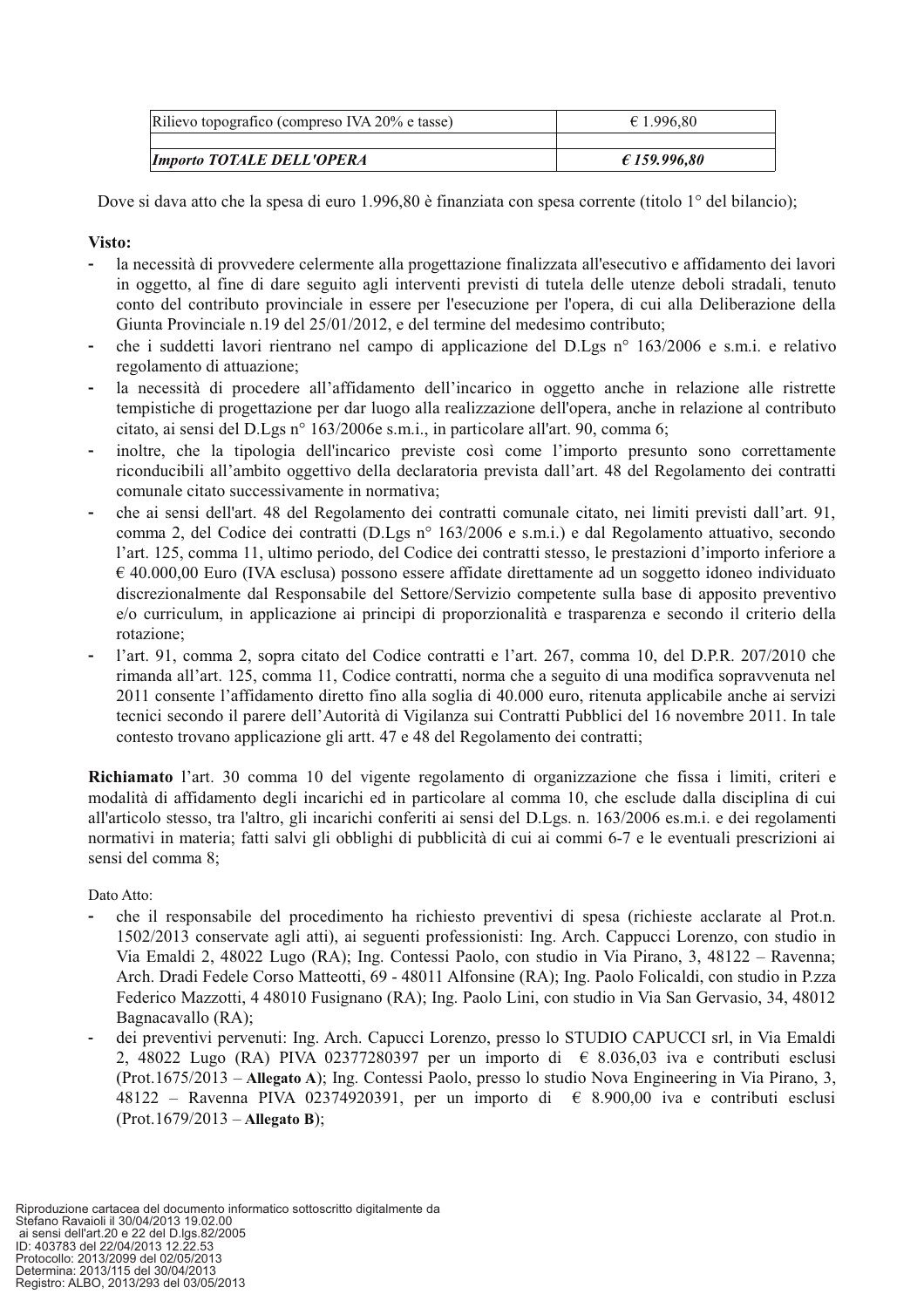| Rilievo topografico (compreso IVA 20% e tasse) | € 1.996,80 |
|---|---|
| | |
| ***Importo TOTALE DELL'OPERA*** | ***€ 159.996,80*** |

Dove si dava atto che la spesa di euro 1.996,80 è finanziata con spesa corrente (titolo 1° del bilancio);

**Visto:**

- la necessità di provvedere celermente alla progettazione finalizzata all'esecutivo e affidamento dei lavori in oggetto, al fine di dare seguito agli interventi previsti di tutela delle utenze deboli stradali, tenuto conto del contributo provinciale in essere per l'esecuzione per l'opera, di cui alla Deliberazione della Giunta Provinciale n.19 del 25/01/2012, e del termine del medesimo contributo;
- che i suddetti lavori rientrano nel campo di applicazione del D.Lgs n° 163/2006 e s.m.i. e relativo regolamento di attuazione;
- la necessità di procedere all'affidamento dell'incarico in oggetto anche in relazione alle ristrette tempistiche di progettazione per dar luogo alla realizzazione dell'opera, anche in relazione al contributo citato, ai sensi del D.Lgs n° 163/2006e s.m.i., in particolare all'art. 90, comma 6;
- inoltre, che la tipologia dell'incarico previste così come l'importo presunto sono correttamente riconducibili all'ambito oggettivo della declaratoria prevista dall'art. 48 del Regolamento dei contratti comunale citato successivamente in normativa;
- che ai sensi dell'art. 48 del Regolamento dei contratti comunale citato, nei limiti previsti dall'art. 91, comma 2, del Codice dei contratti (D.Lgs n° 163/2006 e s.m.i.) e dal Regolamento attuativo, secondo l'art. 125, comma 11, ultimo periodo, del Codice dei contratti stesso, le prestazioni d'importo inferiore a € 40.000,00 Euro (IVA esclusa) possono essere affidate direttamente ad un soggetto idoneo individuato discrezionalmente dal Responsabile del Settore/Servizio competente sulla base di apposito preventivo e/o curriculum, in applicazione ai principi di proporzionalità e trasparenza e secondo il criterio della rotazione;
- l'art. 91, comma 2, sopra citato del Codice contratti e l'art. 267, comma 10, del D.P.R. 207/2010 che rimanda all'art. 125, comma 11, Codice contratti, norma che a seguito di una modifica sopravvenuta nel 2011 consente l'affidamento diretto fino alla soglia di 40.000 euro, ritenuta applicabile anche ai servizi tecnici secondo il parere dell'Autorità di Vigilanza sui Contratti Pubblici del 16 novembre 2011. In tale contesto trovano applicazione gli artt. 47 e 48 del Regolamento dei contratti;

**Richiamato** l'art. 30 comma 10 del vigente regolamento di organizzazione che fissa i limiti, criteri e modalità di affidamento degli incarichi ed in particolare al comma 10, che esclude dalla disciplina di cui all'articolo stesso, tra l'altro, gli incarichi conferiti ai sensi del D.Lgs. n. 163/2006 es.m.i. e dei regolamenti normativi in materia; fatti salvi gli obblighi di pubblicità di cui ai commi 6-7 e le eventuali prescrizioni ai sensi del comma 8;

Dato Atto:

- che il responsabile del procedimento ha richiesto preventivi di spesa (richieste acclarate al Prot.n. 1502/2013 conservate agli atti), ai seguenti professionisti: Ing. Arch. Cappucci Lorenzo, con studio in Via Emaldi 2, 48022 Lugo (RA); Ing. Contessi Paolo, con studio in Via Pirano, 3, 48122 – Ravenna; Arch. Dradi Fedele Corso Matteotti, 69 - 48011 Alfonsine (RA); Ing. Paolo Folicaldi, con studio in P.zza Federico Mazzotti, 4 48010 Fusignano (RA); Ing. Paolo Lini, con studio in Via San Gervasio, 34, 48012 Bagnacavallo (RA);
- dei preventivi pervenuti: Ing. Arch. Capucci Lorenzo, presso lo STUDIO CAPUCCI srl, in Via Emaldi 2, 48022 Lugo (RA) PIVA 02377280397 per un importo di € 8.036,03 iva e contributi esclusi (Prot.1675/2013 – **Allegato A**); Ing. Contessi Paolo, presso lo studio Nova Engineering in Via Pirano, 3, 48122 – Ravenna PIVA 02374920391, per un importo di € 8.900,00 iva e contributi esclusi (Prot.1679/2013 – **Allegato B**);

Riproduzione cartacea del documento informatico sottoscritto digitalmente da
Stefano Ravaioli il 30/04/2013 19.02.00
ai sensi dell'art.20 e 22 del D.lgs.82/2005
ID: 403783 del 22/04/2013 12.22.53
Protocollo: 2013/2099 del 02/05/2013
Determina: 2013/115 del 30/04/2013
Registro: ALBO, 2013/293 del 03/05/2013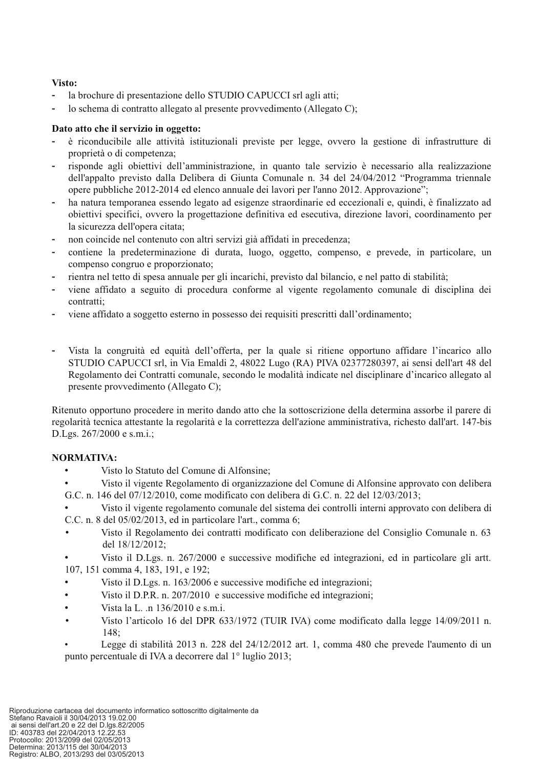**Visto:**

- la brochure di presentazione dello STUDIO CAPUCCI srl agli atti;
- lo schema di contratto allegato al presente provvedimento (Allegato C);

**Dato atto che il servizio in oggetto:**

- è riconducibile alle attività istituzionali previste per legge, ovvero la gestione di infrastrutture di proprietà o di competenza;
- risponde agli obiettivi dell'amministrazione, in quanto tale servizio è necessario alla realizzazione dell'appalto previsto dalla Delibera di Giunta Comunale n. 34 del 24/04/2012 "Programma triennale opere pubbliche 2012-2014 ed elenco annuale dei lavori per l'anno 2012. Approvazione";
- ha natura temporanea essendo legato ad esigenze straordinarie ed eccezionali e, quindi, è finalizzato ad obiettivi specifici, ovvero la progettazione definitiva ed esecutiva, direzione lavori, coordinamento per la sicurezza dell'opera citata;
- non coincide nel contenuto con altri servizi già affidati in precedenza;
- contiene la predeterminazione di durata, luogo, oggetto, compenso, e prevede, in particolare, un compenso congruo e proporzionato;
- rientra nel tetto di spesa annuale per gli incarichi, previsto dal bilancio, e nel patto di stabilità;
- viene affidato a seguito di procedura conforme al vigente regolamento comunale di disciplina dei contratti;
- viene affidato a soggetto esterno in possesso dei requisiti prescritti dall'ordinamento;

- Vista la congruità ed equità dell'offerta, per la quale si ritiene opportuno affidare l'incarico allo STUDIO CAPUCCI srl, in Via Emaldi 2, 48022 Lugo (RA) PIVA 02377280397, ai sensi dell'art 48 del Regolamento dei Contratti comunale, secondo le modalità indicate nel disciplinare d'incarico allegato al presente provvedimento (Allegato C);

Ritenuto opportuno procedere in merito dando atto che la sottoscrizione della determina assorbe il parere di regolarità tecnica attestante la regolarità e la correttezza dell'azione amministrativa, richesto dall'art. 147-bis D.Lgs. 267/2000 e s.m.i.;

**NORMATIVA:**

- Visto lo Statuto del Comune di Alfonsine;
- Visto il vigente Regolamento di organizzazione del Comune di Alfonsine approvato con delibera G.C. n. 146 del 07/12/2010, come modificato con delibera di G.C. n. 22 del 12/03/2013;
- Visto il vigente regolamento comunale del sistema dei controlli interni approvato con delibera di C.C. n. 8 del 05/02/2013, ed in particolare l'art., comma 6;
- Visto il Regolamento dei contratti modificato con deliberazione del Consiglio Comunale n. 63 del 18/12/2012;
- Visto il D.Lgs. n. 267/2000 e successive modifiche ed integrazioni, ed in particolare gli artt. 107, 151 comma 4, 183, 191, e 192;
- Visto il D.Lgs. n. 163/2006 e successive modifiche ed integrazioni;
- Visto il D.P.R. n. 207/2010 e successive modifiche ed integrazioni;
- Vista la L. .n 136/2010 e s.m.i.
- Visto l'articolo 16 del DPR 633/1972 (TUIR IVA) come modificato dalla legge 14/09/2011 n. 148;
- Legge di stabilità 2013 n. 228 del 24/12/2012 art. 1, comma 480 che prevede l'aumento di un punto percentuale di IVA a decorrere dal 1° luglio 2013;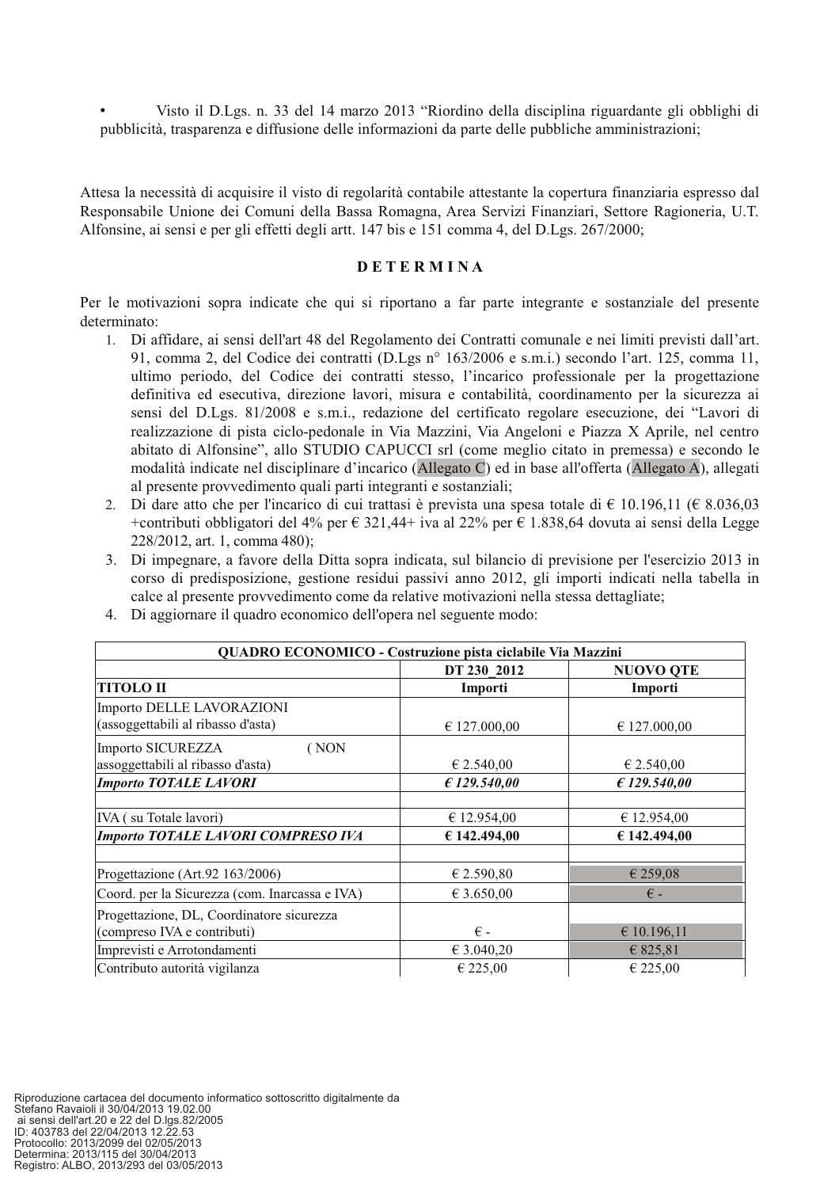- Visto il D.Lgs. n. 33 del 14 marzo 2013 "Riordino della disciplina riguardante gli obblighi di pubblicità, trasparenza e diffusione delle informazioni da parte delle pubbliche amministrazioni;

Attesa la necessità di acquisire il visto di regolarità contabile attestante la copertura finanziaria espresso dal Responsabile Unione dei Comuni della Bassa Romagna, Area Servizi Finanziari, Settore Ragioneria, U.T. Alfonsine, ai sensi e per gli effetti degli artt. 147 bis e 151 comma 4, del D.Lgs. 267/2000;

**D E T E R M I N A**

Per le motivazioni sopra indicate che qui si riportano a far parte integrante e sostanziale del presente determinato:

1. Di affidare, ai sensi dell'art 48 del Regolamento dei Contratti comunale e nei limiti previsti dall'art. 91, comma 2, del Codice dei contratti (D.Lgs n° 163/2006 e s.m.i.) secondo l'art. 125, comma 11, ultimo periodo, del Codice dei contratti stesso, l'incarico professionale per la progettazione definitiva ed esecutiva, direzione lavori, misura e contabilità, coordinamento per la sicurezza ai sensi del D.Lgs. 81/2008 e s.m.i., redazione del certificato regolare esecuzione, dei "Lavori di realizzazione di pista ciclo-pedonale in Via Mazzini, Via Angeloni e Piazza X Aprile, nel centro abitato di Alfonsine", allo STUDIO CAPUCCI srl (come meglio citato in premessa) e secondo le modalità indicate nel disciplinare d'incarico (Allegato C) ed in base all'offerta (Allegato A), allegati al presente provvedimento quali parti integranti e sostanziali;
2. Di dare atto che per l'incarico di cui trattasi è prevista una spesa totale di € 10.196,11 (€ 8.036,03 +contributi obbligatori del 4% per € 321,44+ iva al 22% per € 1.838,64 dovuta ai sensi della Legge 228/2012, art. 1, comma 480);
3. Di impegnare, a favore della Ditta sopra indicata, sul bilancio di previsione per l'esercizio 2013 in corso di predisposizione, gestione residui passivi anno 2012, gli importi indicati nella tabella in calce al presente provvedimento come da relative motivazioni nella stessa dettagliate;
4. Di aggiornare il quadro economico dell'opera nel seguente modo:

| QUADRO ECONOMICO - Costruzione pista ciclabile Via Mazzini | | |
|---|---|---|
| | DT 230_2012 | NUOVO QTE |
| **TITOLO II** | **Importi** | **Importi** |
| Importo DELLE LAVORAZIONI (assoggettabili al ribasso d'asta) | € 127.000,00 | € 127.000,00 |
| Importo SICUREZZA ( NON assoggettabili al ribasso d'asta) | € 2.540,00 | € 2.540,00 |
| ***Importo TOTALE LAVORI*** | ***€ 129.540,00*** | ***€ 129.540,00*** |
| | | |
| IVA ( su Totale lavori) | € 12.954,00 | € 12.954,00 |
| ***Importo TOTALE LAVORI COMPRESO IVA*** | **€ 142.494,00** | **€ 142.494,00** |
| | | |
| Progettazione (Art.92 163/2006) | € 2.590,80 | € 259,08 |
| Coord. per la Sicurezza (com. Inarcassa e IVA) | € 3.650,00 | € - |
| Progettazione, DL, Coordinatore sicurezza (compreso IVA e contributi) | € - | € 10.196,11 |
| Imprevisti e Arrotondamenti | € 3.040,20 | € 825,81 |
| Contributo autorità vigilanza | € 225,00 | € 225,00 |

Riproduzione cartacea del documento informatico sottoscritto digitalmente da Stefano Ravaioli il 30/04/2013 19.02.00 ai sensi dell'art.20 e 22 del D.lgs.82/2005
ID: 403783 del 22/04/2013 12.22.53
Protocollo: 2013/2099 del 02/05/2013
Determina: 2013/115 del 30/04/2013
Registro: ALBO, 2013/293 del 03/05/2013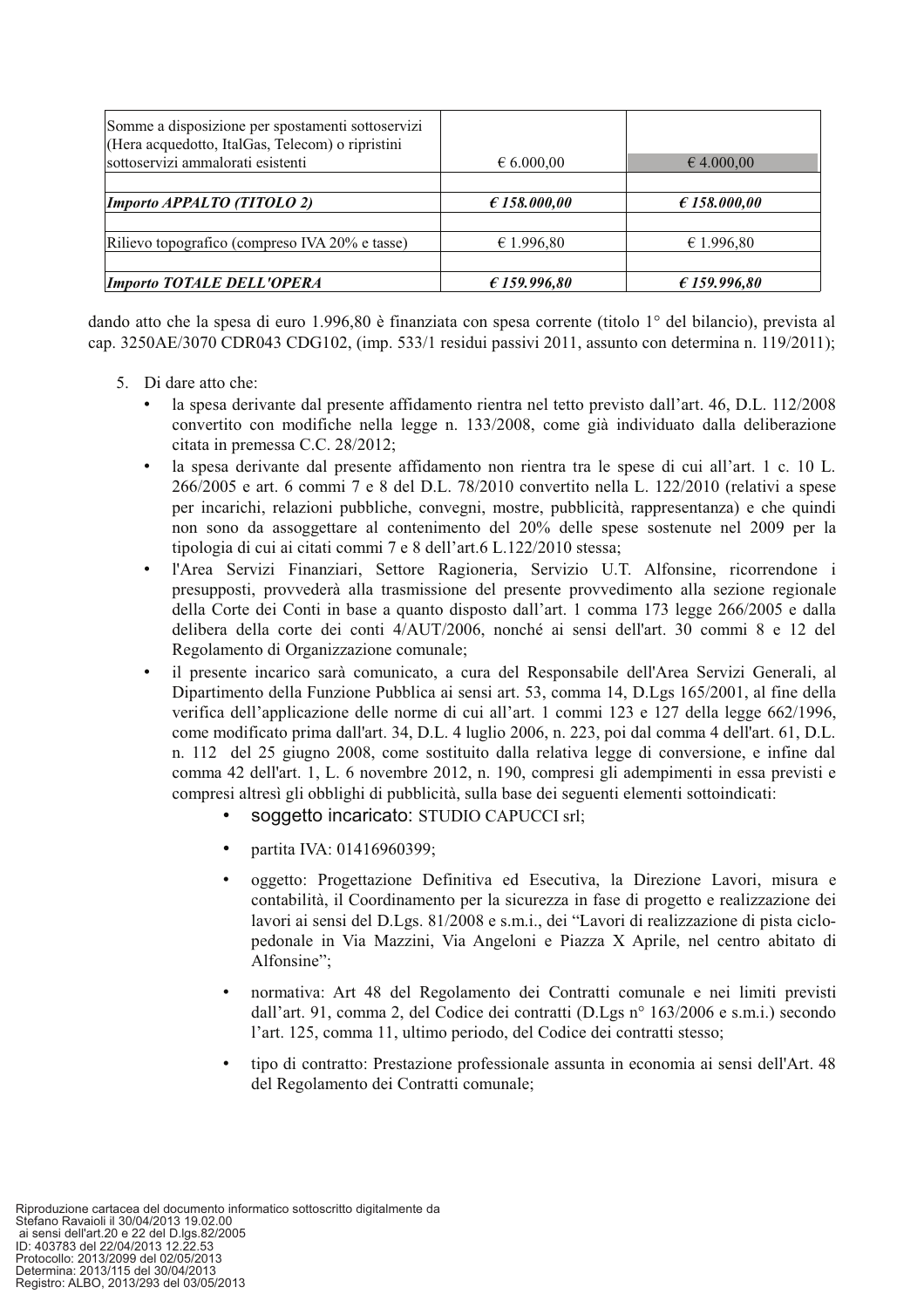| | | |
|---|---|---|
| Somme a disposizione per spostamenti sottoservizi (Hera acquedotto, ItalGas, Telecom) o ripristini sottoservizi ammalorati esistenti | € 6.000,00 | € 4.000,00 |
| | | |
| ***Importo APPALTO (TITOLO 2)*** | ***€ 158.000,00*** | ***€ 158.000,00*** |
| | | |
| Rilievo topografico (compreso IVA 20% e tasse) | € 1.996,80 | € 1.996,80 |
| | | |
| ***Importo TOTALE DELL'OPERA*** | ***€ 159.996,80*** | ***€ 159.996,80*** |

dando atto che la spesa di euro 1.996,80 è finanziata con spesa corrente (titolo 1° del bilancio), prevista al cap. 3250AE/3070 CDR043 CDG102, (imp. 533/1 residui passivi 2011, assunto con determina n. 119/2011);

5. Di dare atto che:
   - la spesa derivante dal presente affidamento rientra nel tetto previsto dall'art. 46, D.L. 112/2008 convertito con modifiche nella legge n. 133/2008, come già individuato dalla deliberazione citata in premessa C.C. 28/2012;
   - la spesa derivante dal presente affidamento non rientra tra le spese di cui all'art. 1 c. 10 L. 266/2005 e art. 6 commi 7 e 8 del D.L. 78/2010 convertito nella L. 122/2010 (relativi a spese per incarichi, relazioni pubbliche, convegni, mostre, pubblicità, rappresentanza) e che quindi non sono da assoggettare al contenimento del 20% delle spese sostenute nel 2009 per la tipologia di cui ai citati commi 7 e 8 dell'art.6 L.122/2010 stessa;
   - l'Area Servizi Finanziari, Settore Ragioneria, Servizio U.T. Alfonsine, ricorrendone i presupposti, provvederà alla trasmissione del presente provvedimento alla sezione regionale della Corte dei Conti in base a quanto disposto dall'art. 1 comma 173 legge 266/2005 e dalla delibera della corte dei conti 4/AUT/2006, nonché ai sensi dell'art. 30 commi 8 e 12 del Regolamento di Organizzazione comunale;
   - il presente incarico sarà comunicato, a cura del Responsabile dell'Area Servizi Generali, al Dipartimento della Funzione Pubblica ai sensi art. 53, comma 14, D.Lgs 165/2001, al fine della verifica dell'applicazione delle norme di cui all'art. 1 commi 123 e 127 della legge 662/1996, come modificato prima dall'art. 34, D.L. 4 luglio 2006, n. 223, poi dal comma 4 dell'art. 61, D.L. n. 112 del 25 giugno 2008, come sostituito dalla relativa legge di conversione, e infine dal comma 42 dell'art. 1, L. 6 novembre 2012, n. 190, compresi gli adempimenti in essa previsti e compresi altresì gli obblighi di pubblicità, sulla base dei seguenti elementi sottoindicati:
     - soggetto incaricato: STUDIO CAPUCCI srl;
     - partita IVA: 01416960399;
     - oggetto: Progettazione Definitiva ed Esecutiva, la Direzione Lavori, misura e contabilità, il Coordinamento per la sicurezza in fase di progetto e realizzazione dei lavori ai sensi del D.Lgs. 81/2008 e s.m.i., dei "Lavori di realizzazione di pista ciclo-pedonale in Via Mazzini, Via Angeloni e Piazza X Aprile, nel centro abitato di Alfonsine";
     - normativa: Art 48 del Regolamento dei Contratti comunale e nei limiti previsti dall'art. 91, comma 2, del Codice dei contratti (D.Lgs n° 163/2006 e s.m.i.) secondo l'art. 125, comma 11, ultimo periodo, del Codice dei contratti stesso;
     - tipo di contratto: Prestazione professionale assunta in economia ai sensi dell'Art. 48 del Regolamento dei Contratti comunale;

Riproduzione cartacea del documento informatico sottoscritto digitalmente da Stefano Ravaioli il 30/04/2013 19.02.00 ai sensi dell'art.20 e 22 del D.lgs.82/2005
ID: 403783 del 22/04/2013 12.22.53
Protocollo: 2013/2099 del 02/05/2013
Determina: 2013/115 del 30/04/2013
Registro: ALBO, 2013/293 del 03/05/2013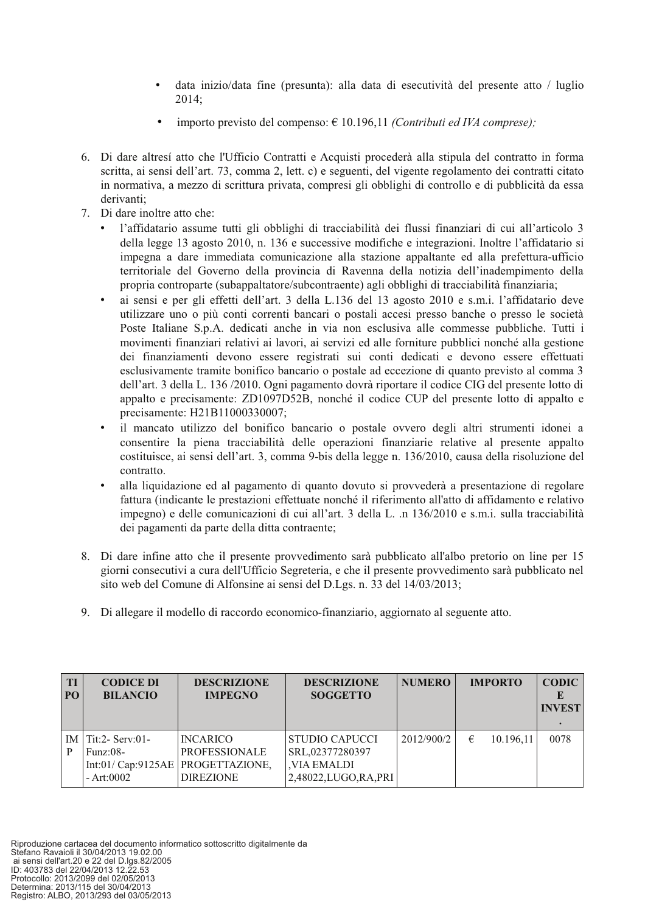- data inizio/data fine (presunta): alla data di esecutività del presente atto / luglio 2014;
- importo previsto del compenso: € 10.196,11 *(Contributi ed IVA comprese);*

6. Di dare altresí atto che l'Ufficio Contratti e Acquisti procederà alla stipula del contratto in forma scritta, ai sensi dell'art. 73, comma 2, lett. c) e seguenti, del vigente regolamento dei contratti citato in normativa, a mezzo di scrittura privata, compresi gli obblighi di controllo e di pubblicità da essa derivanti;
7. Di dare inoltre atto che:
   - l'affidatario assume tutti gli obblighi di tracciabilità dei flussi finanziari di cui all'articolo 3 della legge 13 agosto 2010, n. 136 e successive modifiche e integrazioni. Inoltre l'affidatario si impegna a dare immediata comunicazione alla stazione appaltante ed alla prefettura-ufficio territoriale del Governo della provincia di Ravenna della notizia dell'inadempimento della propria controparte (subappaltatore/subcontraente) agli obblighi di tracciabilità finanziaria;
   - ai sensi e per gli effetti dell'art. 3 della L.136 del 13 agosto 2010 e s.m.i. l'affidatario deve utilizzare uno o più conti correnti bancari o postali accesi presso banche o presso le società Poste Italiane S.p.A. dedicati anche in via non esclusiva alle commesse pubbliche. Tutti i movimenti finanziari relativi ai lavori, ai servizi ed alle forniture pubblici nonché alla gestione dei finanziamenti devono essere registrati sui conti dedicati e devono essere effettuati esclusivamente tramite bonifico bancario o postale ad eccezione di quanto previsto al comma 3 dell'art. 3 della L. 136 /2010. Ogni pagamento dovrà riportare il codice CIG del presente lotto di appalto e precisamente: ZD1097D52B, nonché il codice CUP del presente lotto di appalto e precisamente: H21B11000330007;
   - il mancato utilizzo del bonifico bancario o postale ovvero degli altri strumenti idonei a consentire la piena tracciabilità delle operazioni finanziarie relative al presente appalto costituisce, ai sensi dell'art. 3, comma 9-bis della legge n. 136/2010, causa della risoluzione del contratto.
   - alla liquidazione ed al pagamento di quanto dovuto si provvederà a presentazione di regolare fattura (indicante le prestazioni effettuate nonché il riferimento all'atto di affidamento e relativo impegno) e delle comunicazioni di cui all'art. 3 della L. .n 136/2010 e s.m.i. sulla tracciabilità dei pagamenti da parte della ditta contraente;
8. Di dare infine atto che il presente provvedimento sarà pubblicato all'albo pretorio on line per 15 giorni consecutivi a cura dell'Ufficio Segreteria, e che il presente provvedimento sarà pubblicato nel sito web del Comune di Alfonsine ai sensi del D.Lgs. n. 33 del 14/03/2013;
9. Di allegare il modello di raccordo economico-finanziario, aggiornato al seguente atto.

| TIPO | CODICE DI BILANCIO | DESCRIZIONE IMPEGNO | DESCRIZIONE SOGGETTO | NUMERO | IMPORTO | CODICE INVEST. |
|---|---|---|---|---|---|---|
| IMP | Tit:2- Serv:01- Funz:08- Int:01/ Cap:9125AE - Art:0002 | INCARICO PROFESSIONALE PROGETTAZIONE, DIREZIONE | STUDIO CAPUCCI SRL,02377280397 ,VIA EMALDI 2,48022,LUGO,RA,PRI | 2012/900/2 | € 10.196,11 | 0078 |

Riproduzione cartacea del documento informatico sottoscritto digitalmente da Stefano Ravaioli il 30/04/2013 19.02.00 ai sensi dell'art.20 e 22 del D.lgs.82/2005
ID: 403783 del 22/04/2013 12.22.53
Protocollo: 2013/2099 del 02/05/2013
Determina: 2013/115 del 30/04/2013
Registro: ALBO, 2013/293 del 03/05/2013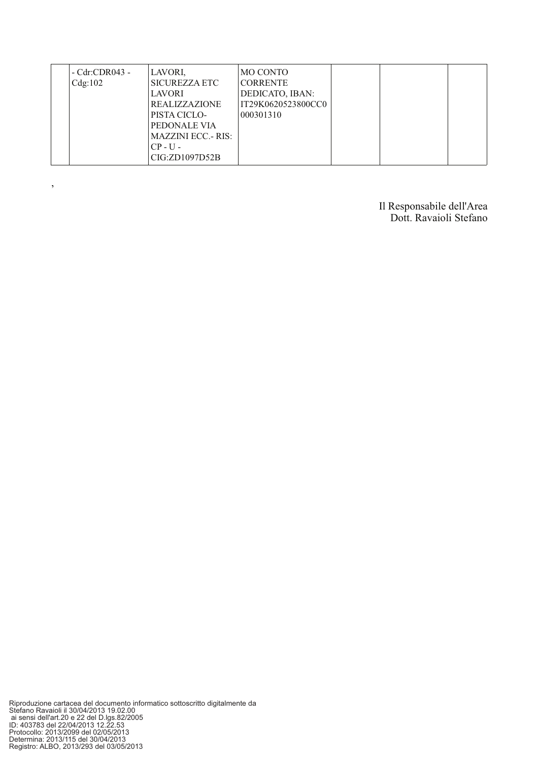| | | | | | | |
|---|---|---|---|---|---|---|
| | - Cdr:CDR043 - Cdg:102 | LAVORI, SICUREZZA ETC LAVORI REALIZZAZIONE PISTA CICLO-PEDONALE VIA MAZZINI ECC.- RIS: CP - U - CIG:ZD1097D52B | MO CONTO CORRENTE DEDICATO, IBAN: IT29K0620523800CC0000301310 | | | |

,

Il Responsabile dell'Area
Dott. Ravaioli Stefano

Riproduzione cartacea del documento informatico sottoscritto digitalmente da
Stefano Ravaioli il 30/04/2013 19.02.00
ai sensi dell'art.20 e 22 del D.lgs.82/2005
ID: 403783 del 22/04/2013 12.22.53
Protocollo: 2013/2099 del 02/05/2013
Determina: 2013/115 del 30/04/2013
Registro: ALBO, 2013/293 del 03/05/2013